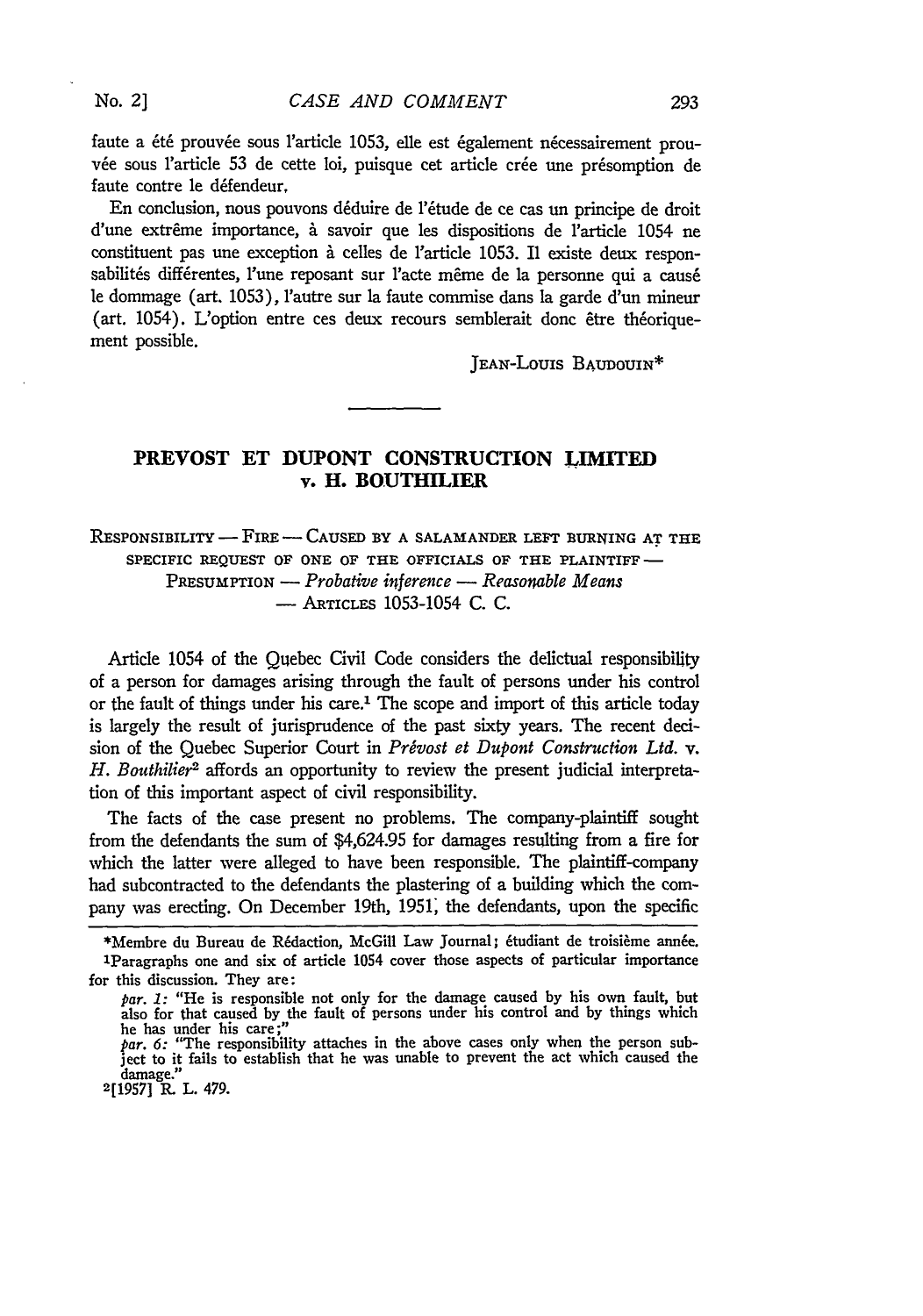faute a été prouvée sous l'article 1053, elle est également nécessairement prouvée sous l'article 53 de cette loi, puisque cet article crée une présomption de faute contre le défendeur.

En conclusion, nous pouvons déduire de l'étude de ce cas un principe de droit d'une extrême importance, à savoir que les dispositions de l'article 1054 ne constituent pas une exception à celles de l'article 1053. Il existe deux responsabilités différentes, l'une reposant sur l'acte même de la personne qui a causé le dommage (art. 1053), l'autre sur la faute commise dans la garde d'un mineur (art. 1054). L'option entre ces deux recours semblerait donc être théoriquement possible.

JEAN-LOUIS BAUDOUIN*

---

## PREVOST ET DUPONT CONSTRUCTION LIMITED v. H. BOUTHILIER

RESPONSIBILITY — FIRE — CAUSED BY A SALAMANDER LEFT BURNING AT THE SPECIFIC REQUEST OF ONE OF THE OFFICIALS OF THE PLAINTIFF — PRESUMPTION — *Probative inference* — *Reasonable Means* — ARTICLES 1053-1054 C. C.

Article 1054 of the Quebec Civil Code considers the delictual responsibility of a person for damages arising through the fault of persons under his control or the fault of things under his care.[1] The scope and import of this article today is largely the result of jurisprudence of the past sixty years. The recent decision of the Quebec Superior Court in *Prévost et Dupont Construction Ltd.* v. *H. Bouthilier*[2] affords an opportunity to review the present judicial interpretation of this important aspect of civil responsibility.

The facts of the case present no problems. The company-plaintiff sought from the defendants the sum of $4,624.95 for damages resulting from a fire for which the latter were alleged to have been responsible. The plaintiff-company had subcontracted to the defendants the plastering of a building which the company was erecting. On December 19th, 1951, the defendants, upon the specific

---

*Membre du Bureau de Rédaction, McGill Law Journal; étudiant de troisième année.

[1] Paragraphs one and six of article 1054 cover those aspects of particular importance for this discussion. They are:

*par. 1:* "He is responsible not only for the damage caused by his own fault, but also for that caused by the fault of persons under his control and by things which he has under his care;"

*par. 6:* "The responsibility attaches in the above cases only when the person subject to it fails to establish that he was unable to prevent the act which caused the damage."

[2] [1957] R. L. 479.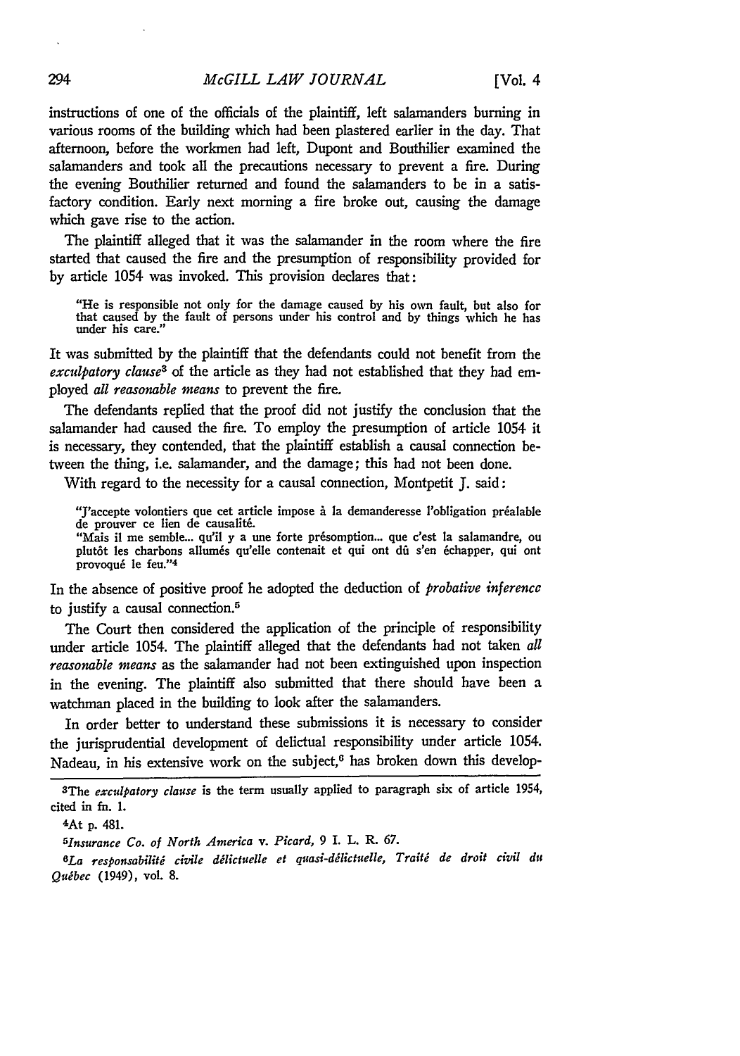instructions of one of the officials of the plaintiff, left salamanders burning in various rooms of the building which had been plastered earlier in the day. That afternoon, before the workmen had left, Dupont and Bouthilier examined the salamanders and took all the precautions necessary to prevent a fire. During the evening Bouthilier returned and found the salamanders to be in a satisfactory condition. Early next morning a fire broke out, causing the damage which gave rise to the action.

The plaintiff alleged that it was the salamander in the room where the fire started that caused the fire and the presumption of responsibility provided for by article 1054 was invoked. This provision declares that:

> "He is responsible not only for the damage caused by his own fault, but also for that caused by the fault of persons under his control and by things which he has under his care."

It was submitted by the plaintiff that the defendants could not benefit from the *exculpatory clause*[3] of the article as they had not established that they had employed *all reasonable means* to prevent the fire.

The defendants replied that the proof did not justify the conclusion that the salamander had caused the fire. To employ the presumption of article 1054 it is necessary, they contended, that the plaintiff establish a causal connection between the thing, i.e. salamander, and the damage; this had not been done.

With regard to the necessity for a causal connection, Montpetit J. said:

> "J'accepte volontiers que cet article impose à la demanderesse l'obligation préalable de prouver ce lien de causalité.
> "Mais il me semble... qu'il y a une forte présomption... que c'est la salamandre, ou plutôt les charbons allumés qu'elle contenait et qui ont dû s'en échapper, qui ont provoqué le feu."[4]

In the absence of positive proof he adopted the deduction of *probative inference* to justify a causal connection.[5]

The Court then considered the application of the principle of responsibility under article 1054. The plaintiff alleged that the defendants had not taken *all reasonable means* as the salamander had not been extinguished upon inspection in the evening. The plaintiff also submitted that there should have been a watchman placed in the building to look after the salamanders.

In order better to understand these submissions it is necessary to consider the jurisprudential development of delictual responsibility under article 1054. Nadeau, in his extensive work on the subject,[6] has broken down this develop-

---

[3]The *exculpatory clause* is the term usually applied to paragraph six of article 1954, cited in fn. 1.

[4]At p. 481.

[5]*Insurance Co. of North America* v. *Picard*, 9 I. L. R. 67.

[6]*La responsabilité civile délictuelle et quasi-délictuelle, Traité de droit civil du Québec* (1949), vol. 8.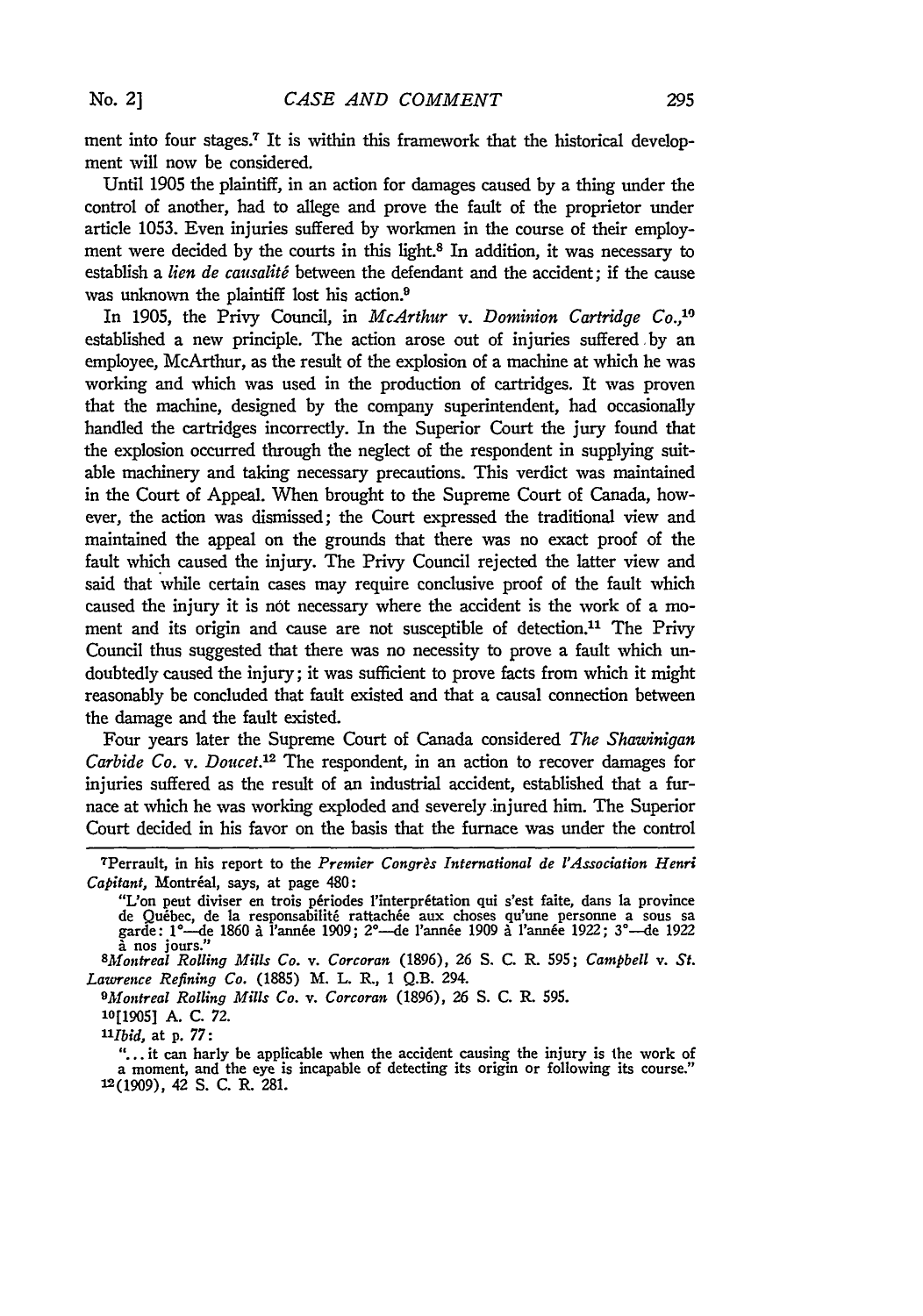ment into four stages.[7] It is within this framework that the historical development will now be considered.

Until 1905 the plaintiff, in an action for damages caused by a thing under the control of another, had to allege and prove the fault of the proprietor under article 1053. Even injuries suffered by workmen in the course of their employment were decided by the courts in this light.[8] In addition, it was necessary to establish a *lien de causalité* between the defendant and the accident; if the cause was unknown the plaintiff lost his action.[9]

In 1905, the Privy Council, in *McArthur* v. *Dominion Cartridge Co.*,[10] established a new principle. The action arose out of injuries suffered by an employee, McArthur, as the result of the explosion of a machine at which he was working and which was used in the production of cartridges. It was proven that the machine, designed by the company superintendent, had occasionally handled the cartridges incorrectly. In the Superior Court the jury found that the explosion occurred through the neglect of the respondent in supplying suitable machinery and taking necessary precautions. This verdict was maintained in the Court of Appeal. When brought to the Supreme Court of Canada, however, the action was dismissed; the Court expressed the traditional view and maintained the appeal on the grounds that there was no exact proof of the fault which caused the injury. The Privy Council rejected the latter view and said that while certain cases may require conclusive proof of the fault which caused the injury it is not necessary where the accident is the work of a moment and its origin and cause are not susceptible of detection.[11] The Privy Council thus suggested that there was no necessity to prove a fault which undoubtedly caused the injury; it was sufficient to prove facts from which it might reasonably be concluded that fault existed and that a causal connection between the damage and the fault existed.

Four years later the Supreme Court of Canada considered *The Shawinigan Carbide Co.* v. *Doucet*.[12] The respondent, in an action to recover damages for injuries suffered as the result of an industrial accident, established that a furnace at which he was working exploded and severely injured him. The Superior Court decided in his favor on the basis that the furnace was under the control

---

[7] Perrault, in his report to the *Premier Congrès International de l'Association Henri Capitant*, Montréal, says, at page 480:

"L'on peut diviser en trois périodes l'interprétation qui s'est faite, dans la province de Québec, de la responsabilité rattachée aux choses qu'une personne a sous sa garde: 1°—de 1860 à l'année 1909; 2°—de l'année 1909 à l'année 1922; 3°—de 1922 à nos jours."

[8] *Montreal Rolling Mills Co.* v. *Corcoran* (1896), 26 S. C. R. 595; *Campbell* v. *St. Lawrence Refining Co.* (1885) M. L. R., 1 Q.B. 294.

[9] *Montreal Rolling Mills Co.* v. *Corcoran* (1896), 26 S. C. R. 595.

[10] [1905] A. C. 72.

[11] *Ibid*, at p. 77:

"... it can harly be applicable when the accident causing the injury is the work of a moment, and the eye is incapable of detecting its origin or following its course."

[12] (1909), 42 S. C. R. 281.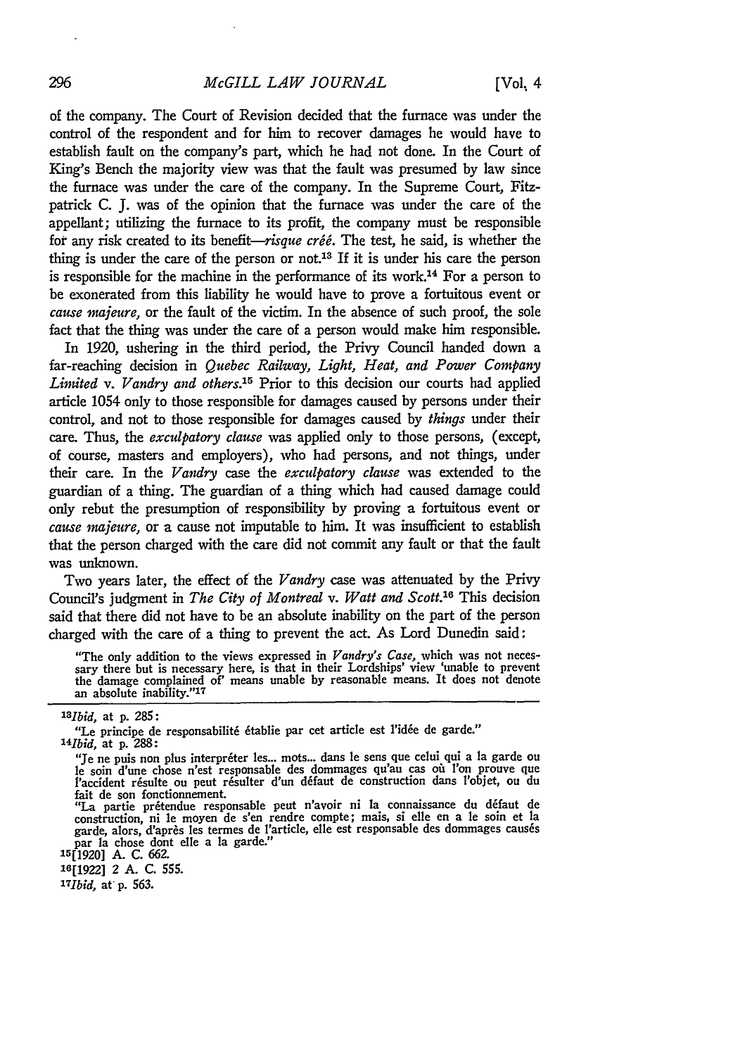of the company. The Court of Revision decided that the furnace was under the control of the respondent and for him to recover damages he would have to establish fault on the company's part, which he had not done. In the Court of King's Bench the majority view was that the fault was presumed by law since the furnace was under the care of the company. In the Supreme Court, Fitzpatrick C. J. was of the opinion that the furnace was under the care of the appellant; utilizing the furnace to its profit, the company must be responsible for any risk created to its benefit—*risque créé*. The test, he said, is whether the thing is under the care of the person or not.[13] If it is under his care the person is responsible for the machine in the performance of its work.[14] For a person to be exonerated from this liability he would have to prove a fortuitous event or *cause majeure*, or the fault of the victim. In the absence of such proof, the sole fact that the thing was under the care of a person would make him responsible.

In 1920, ushering in the third period, the Privy Council handed down a far-reaching decision in *Quebec Railway, Light, Heat, and Power Company Limited* v. *Vandry and others*.[15] Prior to this decision our courts had applied article 1054 only to those responsible for damages caused by persons under their control, and not to those responsible for damages caused by *things* under their care. Thus, the *exculpatory clause* was applied only to those persons, (except, of course, masters and employers), who had persons, and not things, under their care. In the *Vandry* case the *exculpatory clause* was extended to the guardian of a thing. The guardian of a thing which had caused damage could only rebut the presumption of responsibility by proving a fortuitous event or *cause majeure*, or a cause not imputable to him. It was insufficient to establish that the person charged with the care did not commit any fault or that the fault was unknown.

Two years later, the effect of the *Vandry* case was attenuated by the Privy Council's judgment in *The City of Montreal* v. *Watt and Scott*.[16] This decision said that there did not have to be an absolute inability on the part of the person charged with the care of a thing to prevent the act. As Lord Dunedin said:

> "The only addition to the views expressed in *Vandry's Case*, which was not necessary there but is necessary here, is that in their Lordships' view 'unable to prevent the damage complained of' means unable by reasonable means. It does not denote an absolute inability."[17]

---

[13] *Ibid*, at p. 285:

"Le principe de responsabilité établie par cet article est l'idée de garde."

[14] *Ibid*, at p. 288:

"Je ne puis non plus interpréter les... mots... dans le sens que celui qui a la garde ou le soin d'une chose n'est responsable des dommages qu'au cas où l'on prouve que l'accident résulte ou peut résulter d'un défaut de construction dans l'objet, ou du fait de son fonctionnement.

"La partie prétendue responsable peut n'avoir ni la connaissance du défaut de construction, ni le moyen de s'en rendre compte; mais, si elle en a le soin et la garde, alors, d'après les termes de l'article, elle est responsable des dommages causés par la chose dont elle a la garde."

[15] [1920] A. C. 662.

[16] [1922] 2 A. C. 555.

[17] *Ibid*, at p. 563.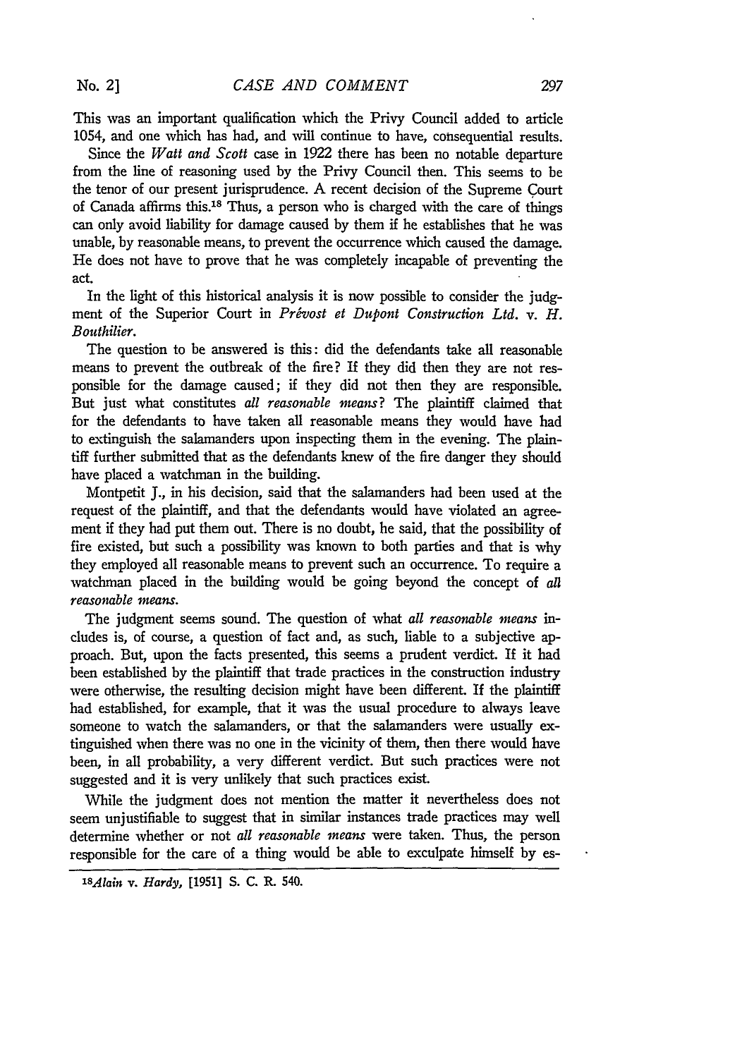This was an important qualification which the Privy Council added to article 1054, and one which has had, and will continue to have, consequential results.

Since the *Watt and Scott* case in 1922 there has been no notable departure from the line of reasoning used by the Privy Council then. This seems to be the tenor of our present jurisprudence. A recent decision of the Supreme Court of Canada affirms this.[18] Thus, a person who is charged with the care of things can only avoid liability for damage caused by them if he establishes that he was unable, by reasonable means, to prevent the occurrence which caused the damage. He does not have to prove that he was completely incapable of preventing the act.

In the light of this historical analysis it is now possible to consider the judgment of the Superior Court in *Prévost et Dupont Construction Ltd.* v. *H. Bouthilier.*

The question to be answered is this: did the defendants take all reasonable means to prevent the outbreak of the fire? If they did then they are not responsible for the damage caused; if they did not then they are responsible. But just what constitutes *all reasonable means*? The plaintiff claimed that for the defendants to have taken all reasonable means they would have had to extinguish the salamanders upon inspecting them in the evening. The plaintiff further submitted that as the defendants knew of the fire danger they should have placed a watchman in the building.

Montpetit J., in his decision, said that the salamanders had been used at the request of the plaintiff, and that the defendants would have violated an agreement if they had put them out. There is no doubt, he said, that the possibility of fire existed, but such a possibility was known to both parties and that is why they employed all reasonable means to prevent such an occurrence. To require a watchman placed in the building would be going beyond the concept of *all reasonable means.*

The judgment seems sound. The question of what *all reasonable means* includes is, of course, a question of fact and, as such, liable to a subjective approach. But, upon the facts presented, this seems a prudent verdict. If it had been established by the plaintiff that trade practices in the construction industry were otherwise, the resulting decision might have been different. If the plaintiff had established, for example, that it was the usual procedure to always leave someone to watch the salamanders, or that the salamanders were usually extinguished when there was no one in the vicinity of them, then there would have been, in all probability, a very different verdict. But such practices were not suggested and it is very unlikely that such practices exist.

While the judgment does not mention the matter it nevertheless does not seem unjustifiable to suggest that in similar instances trade practices may well determine whether or not *all reasonable means* were taken. Thus, the person responsible for the care of a thing would be able to exculpate himself by es-

[18] *Alain* v. *Hardy*, [1951] S. C. R. 540.